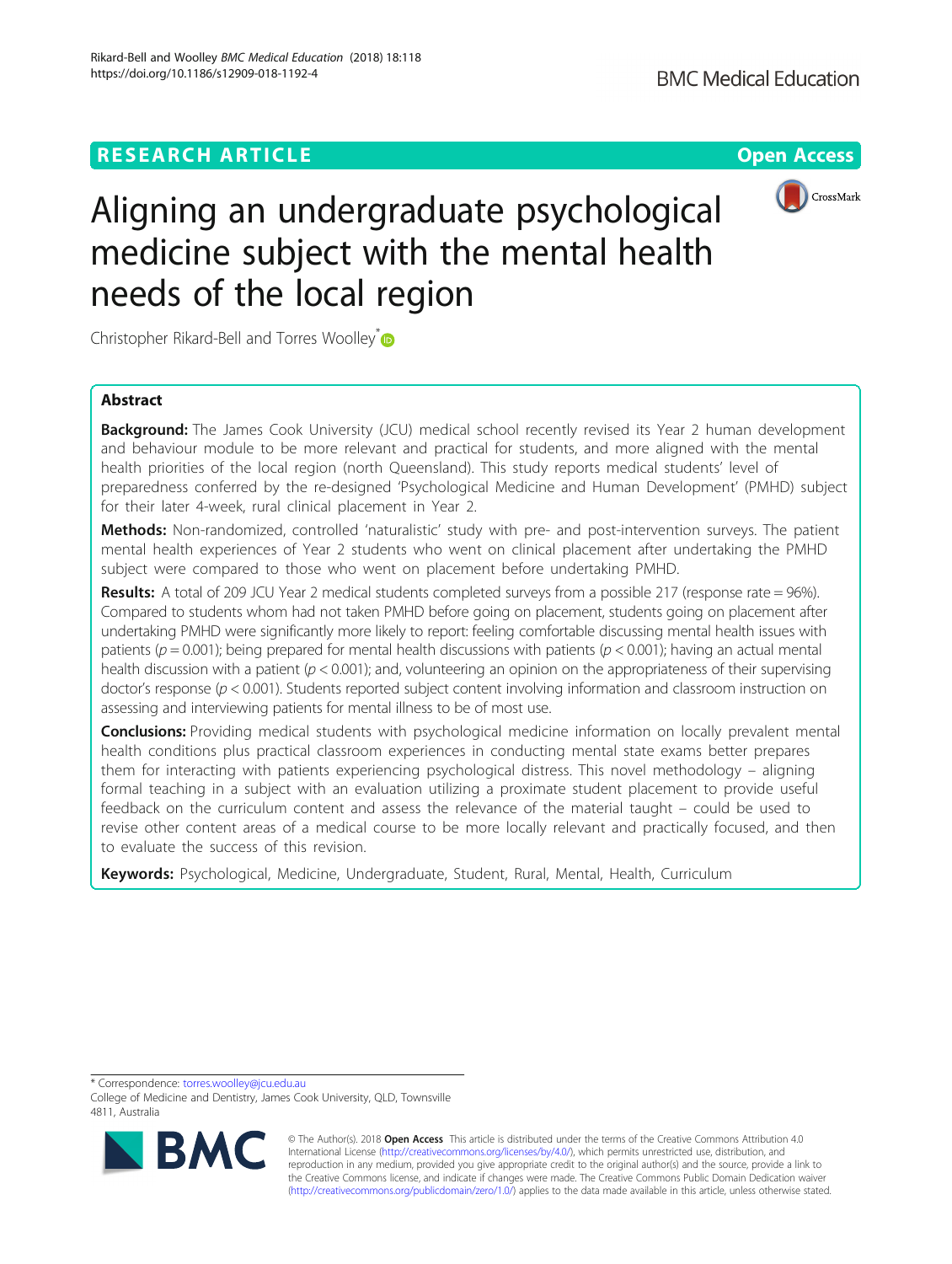RESEARCH ARTICLE

Open Access

# Aligning an undergraduate psychological medicine subject with the mental health needs of the local region

Christopher Rikard-Bell and Torres Woolley*

## Abstract

**Background:** The James Cook University (JCU) medical school recently revised its Year 2 human development and behaviour module to be more relevant and practical for students, and more aligned with the mental health priorities of the local region (north Queensland). This study reports medical students' level of preparedness conferred by the re-designed 'Psychological Medicine and Human Development' (PMHD) subject for their later 4-week, rural clinical placement in Year 2.

**Methods:** Non-randomized, controlled 'naturalistic' study with pre- and post-intervention surveys. The patient mental health experiences of Year 2 students who went on clinical placement after undertaking the PMHD subject were compared to those who went on placement before undertaking PMHD.

**Results:** A total of 209 JCU Year 2 medical students completed surveys from a possible 217 (response rate = 96%). Compared to students whom had not taken PMHD before going on placement, students going on placement after undertaking PMHD were significantly more likely to report: feeling comfortable discussing mental health issues with patients ($p = 0.001$); being prepared for mental health discussions with patients ($p < 0.001$); having an actual mental health discussion with a patient ($p < 0.001$); and, volunteering an opinion on the appropriateness of their supervising doctor's response ($p < 0.001$). Students reported subject content involving information and classroom instruction on assessing and interviewing patients for mental illness to be of most use.

**Conclusions:** Providing medical students with psychological medicine information on locally prevalent mental health conditions plus practical classroom experiences in conducting mental state exams better prepares them for interacting with patients experiencing psychological distress. This novel methodology – aligning formal teaching in a subject with an evaluation utilizing a proximate student placement to provide useful feedback on the curriculum content and assess the relevance of the material taught – could be used to revise other content areas of a medical course to be more locally relevant and practically focused, and then to evaluate the success of this revision.

**Keywords:** Psychological, Medicine, Undergraduate, Student, Rural, Mental, Health, Curriculum

\* Correspondence: torres.woolley@jcu.edu.au
College of Medicine and Dentistry, James Cook University, QLD, Townsville 4811, Australia

© The Author(s). 2018 **Open Access** This article is distributed under the terms of the Creative Commons Attribution 4.0 International License (http://creativecommons.org/licenses/by/4.0/), which permits unrestricted use, distribution, and reproduction in any medium, provided you give appropriate credit to the original author(s) and the source, provide a link to the Creative Commons license, and indicate if changes were made. The Creative Commons Public Domain Dedication waiver (http://creativecommons.org/publicdomain/zero/1.0/) applies to the data made available in this article, unless otherwise stated.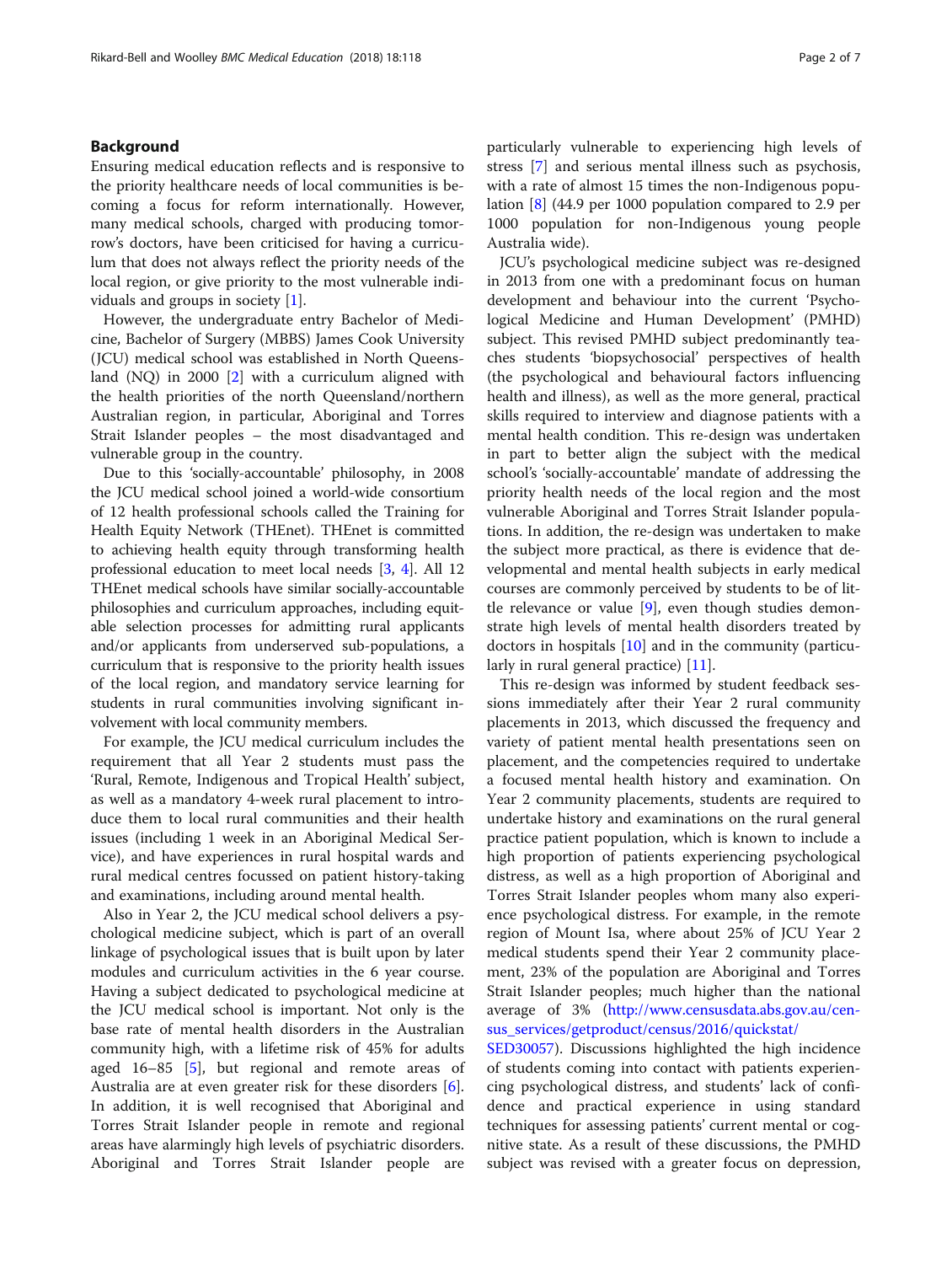## Background

Ensuring medical education reflects and is responsive to the priority healthcare needs of local communities is becoming a focus for reform internationally. However, many medical schools, charged with producing tomorrow's doctors, have been criticised for having a curriculum that does not always reflect the priority needs of the local region, or give priority to the most vulnerable individuals and groups in society [1].

However, the undergraduate entry Bachelor of Medicine, Bachelor of Surgery (MBBS) James Cook University (JCU) medical school was established in North Queensland (NQ) in 2000 [2] with a curriculum aligned with the health priorities of the north Queensland/northern Australian region, in particular, Aboriginal and Torres Strait Islander peoples – the most disadvantaged and vulnerable group in the country.

Due to this 'socially-accountable' philosophy, in 2008 the JCU medical school joined a world-wide consortium of 12 health professional schools called the Training for Health Equity Network (THEnet). THEnet is committed to achieving health equity through transforming health professional education to meet local needs [3, 4]. All 12 THEnet medical schools have similar socially-accountable philosophies and curriculum approaches, including equitable selection processes for admitting rural applicants and/or applicants from underserved sub-populations, a curriculum that is responsive to the priority health issues of the local region, and mandatory service learning for students in rural communities involving significant involvement with local community members.

For example, the JCU medical curriculum includes the requirement that all Year 2 students must pass the 'Rural, Remote, Indigenous and Tropical Health' subject, as well as a mandatory 4-week rural placement to introduce them to local rural communities and their health issues (including 1 week in an Aboriginal Medical Service), and have experiences in rural hospital wards and rural medical centres focussed on patient history-taking and examinations, including around mental health.

Also in Year 2, the JCU medical school delivers a psychological medicine subject, which is part of an overall linkage of psychological issues that is built upon by later modules and curriculum activities in the 6 year course. Having a subject dedicated to psychological medicine at the JCU medical school is important. Not only is the base rate of mental health disorders in the Australian community high, with a lifetime risk of 45% for adults aged 16–85 [5], but regional and remote areas of Australia are at even greater risk for these disorders [6]. In addition, it is well recognised that Aboriginal and Torres Strait Islander people in remote and regional areas have alarmingly high levels of psychiatric disorders. Aboriginal and Torres Strait Islander people are particularly vulnerable to experiencing high levels of stress [7] and serious mental illness such as psychosis, with a rate of almost 15 times the non-Indigenous population [8] (44.9 per 1000 population compared to 2.9 per 1000 population for non-Indigenous young people Australia wide).

JCU's psychological medicine subject was re-designed in 2013 from one with a predominant focus on human development and behaviour into the current 'Psychological Medicine and Human Development' (PMHD) subject. This revised PMHD subject predominantly teaches students 'biopsychosocial' perspectives of health (the psychological and behavioural factors influencing health and illness), as well as the more general, practical skills required to interview and diagnose patients with a mental health condition. This re-design was undertaken in part to better align the subject with the medical school's 'socially-accountable' mandate of addressing the priority health needs of the local region and the most vulnerable Aboriginal and Torres Strait Islander populations. In addition, the re-design was undertaken to make the subject more practical, as there is evidence that developmental and mental health subjects in early medical courses are commonly perceived by students to be of little relevance or value [9], even though studies demonstrate high levels of mental health disorders treated by doctors in hospitals [10] and in the community (particularly in rural general practice) [11].

This re-design was informed by student feedback sessions immediately after their Year 2 rural community placements in 2013, which discussed the frequency and variety of patient mental health presentations seen on placement, and the competencies required to undertake a focused mental health history and examination. On Year 2 community placements, students are required to undertake history and examinations on the rural general practice patient population, which is known to include a high proportion of patients experiencing psychological distress, as well as a high proportion of Aboriginal and Torres Strait Islander peoples whom many also experience psychological distress. For example, in the remote region of Mount Isa, where about 25% of JCU Year 2 medical students spend their Year 2 community placement, 23% of the population are Aboriginal and Torres Strait Islander peoples; much higher than the national average of 3% (http://www.censusdata.abs.gov.au/census_services/getproduct/census/2016/quickstat/SED30057). Discussions highlighted the high incidence of students coming into contact with patients experiencing psychological distress, and students' lack of confidence and practical experience in using standard techniques for assessing patients' current mental or cognitive state. As a result of these discussions, the PMHD subject was revised with a greater focus on depression,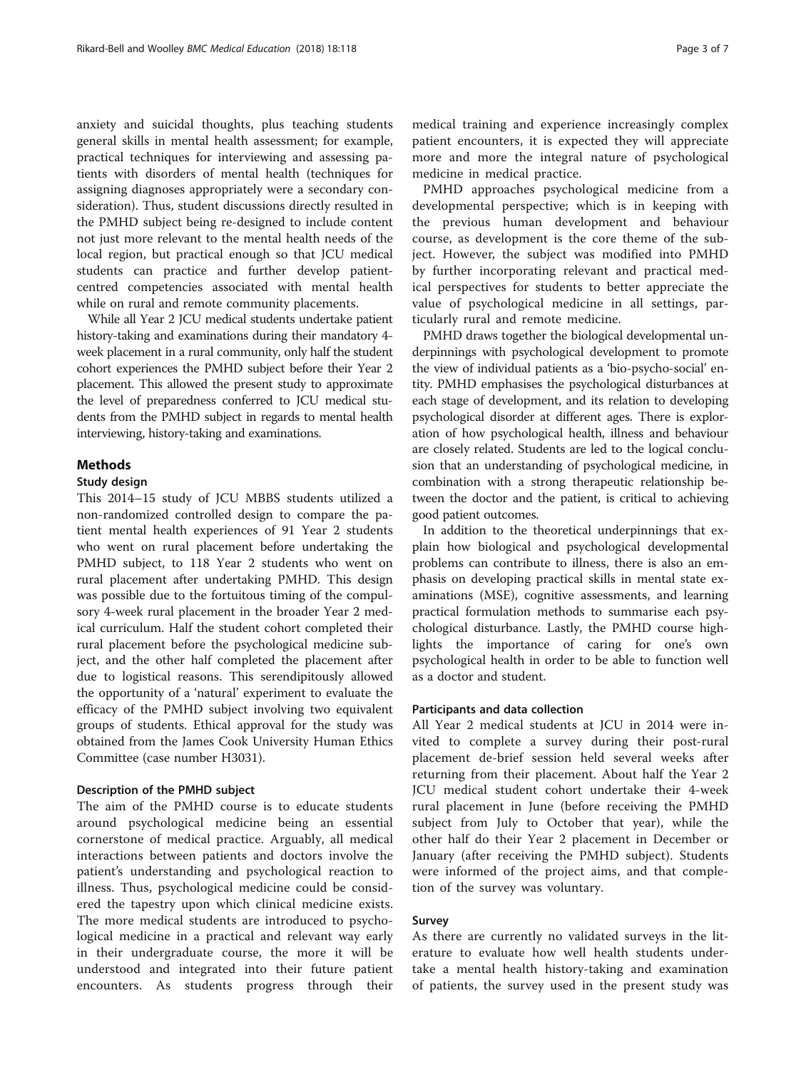anxiety and suicidal thoughts, plus teaching students general skills in mental health assessment; for example, practical techniques for interviewing and assessing patients with disorders of mental health (techniques for assigning diagnoses appropriately were a secondary consideration). Thus, student discussions directly resulted in the PMHD subject being re-designed to include content not just more relevant to the mental health needs of the local region, but practical enough so that JCU medical students can practice and further develop patient-centred competencies associated with mental health while on rural and remote community placements.

While all Year 2 JCU medical students undertake patient history-taking and examinations during their mandatory 4-week placement in a rural community, only half the student cohort experiences the PMHD subject before their Year 2 placement. This allowed the present study to approximate the level of preparedness conferred to JCU medical students from the PMHD subject in regards to mental health interviewing, history-taking and examinations.

## Methods

### Study design

This 2014–15 study of JCU MBBS students utilized a non-randomized controlled design to compare the patient mental health experiences of 91 Year 2 students who went on rural placement before undertaking the PMHD subject, to 118 Year 2 students who went on rural placement after undertaking PMHD. This design was possible due to the fortuitous timing of the compulsory 4-week rural placement in the broader Year 2 medical curriculum. Half the student cohort completed their rural placement before the psychological medicine subject, and the other half completed the placement after due to logistical reasons. This serendipitously allowed the opportunity of a 'natural' experiment to evaluate the efficacy of the PMHD subject involving two equivalent groups of students. Ethical approval for the study was obtained from the James Cook University Human Ethics Committee (case number H3031).

### Description of the PMHD subject

The aim of the PMHD course is to educate students around psychological medicine being an essential cornerstone of medical practice. Arguably, all medical interactions between patients and doctors involve the patient's understanding and psychological reaction to illness. Thus, psychological medicine could be considered the tapestry upon which clinical medicine exists. The more medical students are introduced to psychological medicine in a practical and relevant way early in their undergraduate course, the more it will be understood and integrated into their future patient encounters. As students progress through their medical training and experience increasingly complex patient encounters, it is expected they will appreciate more and more the integral nature of psychological medicine in medical practice.

PMHD approaches psychological medicine from a developmental perspective; which is in keeping with the previous human development and behaviour course, as development is the core theme of the subject. However, the subject was modified into PMHD by further incorporating relevant and practical medical perspectives for students to better appreciate the value of psychological medicine in all settings, particularly rural and remote medicine.

PMHD draws together the biological developmental underpinnings with psychological development to promote the view of individual patients as a 'bio-psycho-social' entity. PMHD emphasises the psychological disturbances at each stage of development, and its relation to developing psychological disorder at different ages. There is exploration of how psychological health, illness and behaviour are closely related. Students are led to the logical conclusion that an understanding of psychological medicine, in combination with a strong therapeutic relationship between the doctor and the patient, is critical to achieving good patient outcomes.

In addition to the theoretical underpinnings that explain how biological and psychological developmental problems can contribute to illness, there is also an emphasis on developing practical skills in mental state examinations (MSE), cognitive assessments, and learning practical formulation methods to summarise each psychological disturbance. Lastly, the PMHD course highlights the importance of caring for one's own psychological health in order to be able to function well as a doctor and student.

### Participants and data collection

All Year 2 medical students at JCU in 2014 were invited to complete a survey during their post-rural placement de-brief session held several weeks after returning from their placement. About half the Year 2 JCU medical student cohort undertake their 4-week rural placement in June (before receiving the PMHD subject from July to October that year), while the other half do their Year 2 placement in December or January (after receiving the PMHD subject). Students were informed of the project aims, and that completion of the survey was voluntary.

### Survey

As there are currently no validated surveys in the literature to evaluate how well health students undertake a mental health history-taking and examination of patients, the survey used in the present study was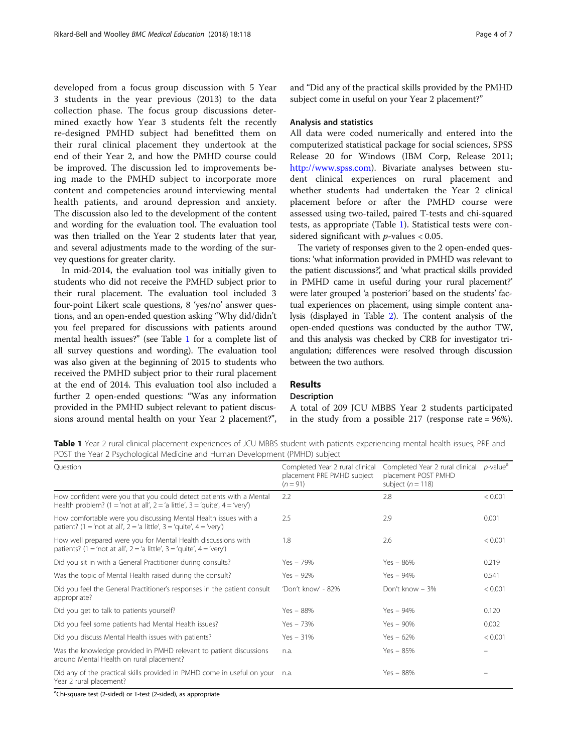developed from a focus group discussion with 5 Year 3 students in the year previous (2013) to the data collection phase. The focus group discussions determined exactly how Year 3 students felt the recently re-designed PMHD subject had benefitted them on their rural clinical placement they undertook at the end of their Year 2, and how the PMHD course could be improved. The discussion led to improvements being made to the PMHD subject to incorporate more content and competencies around interviewing mental health patients, and around depression and anxiety. The discussion also led to the development of the content and wording for the evaluation tool. The evaluation tool was then trialled on the Year 2 students later that year, and several adjustments made to the wording of the survey questions for greater clarity.

In mid-2014, the evaluation tool was initially given to students who did not receive the PMHD subject prior to their rural placement. The evaluation tool included 3 four-point Likert scale questions, 8 'yes/no' answer questions, and an open-ended question asking "Why did/didn't you feel prepared for discussions with patients around mental health issues?" (see Table 1 for a complete list of all survey questions and wording). The evaluation tool was also given at the beginning of 2015 to students who received the PMHD subject prior to their rural placement at the end of 2014. This evaluation tool also included a further 2 open-ended questions: "Was any information provided in the PMHD subject relevant to patient discussions around mental health on your Year 2 placement?", and "Did any of the practical skills provided by the PMHD subject come in useful on your Year 2 placement?"

### Analysis and statistics

All data were coded numerically and entered into the computerized statistical package for social sciences, SPSS Release 20 for Windows (IBM Corp, Release 2011; http://www.spss.com). Bivariate analyses between student clinical experiences on rural placement and whether students had undertaken the Year 2 clinical placement before or after the PMHD course were assessed using two-tailed, paired T-tests and chi-squared tests, as appropriate (Table 1). Statistical tests were considered significant with $p$-values < 0.05.

The variety of responses given to the 2 open-ended questions: 'what information provided in PMHD was relevant to the patient discussions?', and 'what practical skills provided in PMHD came in useful during your rural placement?' were later grouped '*a posteriori*' based on the students' factual experiences on placement, using simple content analysis (displayed in Table 2). The content analysis of the open-ended questions was conducted by the author TW, and this analysis was checked by CRB for investigator triangulation; differences were resolved through discussion between the two authors.

## Results

### Description

A total of 209 JCU MBBS Year 2 students participated in the study from a possible 217 (response rate = 96%).

**Table 1** Year 2 rural clinical placement experiences of JCU MBBS student with patients experiencing mental health issues, PRE and POST the Year 2 Psychological Medicine and Human Development (PMHD) subject

| Question | Completed Year 2 rural clinical placement PRE PMHD subject ($n$ = 91) | Completed Year 2 rural clinical placement POST PMHD subject ($n$ = 118) | $p$-value[a] |
|---|---|---|---|
| How confident were you that you could detect patients with a Mental Health problem? (1 = 'not at all', 2 = 'a little', 3 = 'quite', 4 = 'very') | 2.2 | 2.8 | < 0.001 |
| How comfortable were you discussing Mental Health issues with a patient? (1 = 'not at all', 2 = 'a little', 3 = 'quite', 4 = 'very') | 2.5 | 2.9 | 0.001 |
| How well prepared were you for Mental Health discussions with patients? (1 = 'not at all', 2 = 'a little', 3 = 'quite', 4 = 'very') | 1.8 | 2.6 | < 0.001 |
| Did you sit in with a General Practitioner during consults? | Yes – 79% | Yes – 86% | 0.219 |
| Was the topic of Mental Health raised during the consult? | Yes – 92% | Yes – 94% | 0.541 |
| Did you feel the General Practitioner's responses in the patient consult appropriate? | 'Don't know' - 82% | Don't know – 3% | < 0.001 |
| Did you get to talk to patients yourself? | Yes – 88% | Yes – 94% | 0.120 |
| Did you feel some patients had Mental Health issues? | Yes – 73% | Yes – 90% | 0.002 |
| Did you discuss Mental Health issues with patients? | Yes – 31% | Yes – 62% | < 0.001 |
| Was the knowledge provided in PMHD relevant to patient discussions around Mental Health on rural placement? | n.a. | Yes – 85% | – |
| Did any of the practical skills provided in PMHD come in useful on your Year 2 rural placement? | n.a. | Yes – 88% | – |

[a]Chi-square test (2-sided) or T-test (2-sided), as appropriate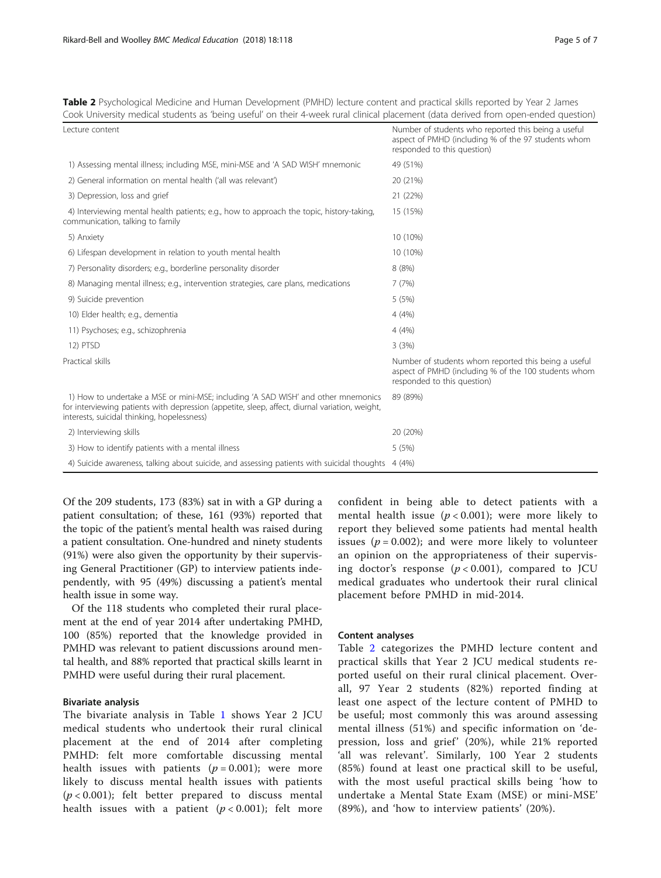**Table 2** Psychological Medicine and Human Development (PMHD) lecture content and practical skills reported by Year 2 James Cook University medical students as 'being useful' on their 4-week rural clinical placement (data derived from open-ended question)

| Lecture content | Number of students who reported this being a useful aspect of PMHD (including % of the 97 students whom responded to this question) |
|---|---|
| 1) Assessing mental illness; including MSE, mini-MSE and 'A SAD WISH' mnemonic | 49 (51%) |
| 2) General information on mental health ('all was relevant') | 20 (21%) |
| 3) Depression, loss and grief | 21 (22%) |
| 4) Interviewing mental health patients; e.g., how to approach the topic, history-taking, communication, talking to family | 15 (15%) |
| 5) Anxiety | 10 (10%) |
| 6) Lifespan development in relation to youth mental health | 10 (10%) |
| 7) Personality disorders; e.g., borderline personality disorder | 8 (8%) |
| 8) Managing mental illness; e.g., intervention strategies, care plans, medications | 7 (7%) |
| 9) Suicide prevention | 5 (5%) |
| 10) Elder health; e.g., dementia | 4 (4%) |
| 11) Psychoses; e.g., schizophrenia | 4 (4%) |
| 12) PTSD | 3 (3%) |
| **Practical skills** | **Number of students whom reported this being a useful aspect of PMHD (including % of the 100 students whom responded to this question)** |
| 1) How to undertake a MSE or mini-MSE; including 'A SAD WISH' and other mnemonics for interviewing patients with depression (appetite, sleep, affect, diurnal variation, weight, interests, suicidal thinking, hopelessness) | 89 (89%) |
| 2) Interviewing skills | 20 (20%) |
| 3) How to identify patients with a mental illness | 5 (5%) |
| 4) Suicide awareness, talking about suicide, and assessing patients with suicidal thoughts | 4 (4%) |

Of the 209 students, 173 (83%) sat in with a GP during a patient consultation; of these, 161 (93%) reported that the topic of the patient's mental health was raised during a patient consultation. One-hundred and ninety students (91%) were also given the opportunity by their supervising General Practitioner (GP) to interview patients independently, with 95 (49%) discussing a patient's mental health issue in some way.

Of the 118 students who completed their rural placement at the end of year 2014 after undertaking PMHD, 100 (85%) reported that the knowledge provided in PMHD was relevant to patient discussions around mental health, and 88% reported that practical skills learnt in PMHD were useful during their rural placement.

### Bivariate analysis

The bivariate analysis in Table 1 shows Year 2 JCU medical students who undertook their rural clinical placement at the end of 2014 after completing PMHD: felt more comfortable discussing mental health issues with patients ($p = 0.001$); were more likely to discuss mental health issues with patients ($p < 0.001$); felt better prepared to discuss mental health issues with a patient ($p < 0.001$); felt more confident in being able to detect patients with a mental health issue ($p < 0.001$); were more likely to report they believed some patients had mental health issues ($p = 0.002$); and were more likely to volunteer an opinion on the appropriateness of their supervising doctor's response ($p < 0.001$), compared to JCU medical graduates who undertook their rural clinical placement before PMHD in mid-2014.

### Content analyses

Table 2 categorizes the PMHD lecture content and practical skills that Year 2 JCU medical students reported useful on their rural clinical placement. Overall, 97 Year 2 students (82%) reported finding at least one aspect of the lecture content of PMHD to be useful; most commonly this was around assessing mental illness (51%) and specific information on 'depression, loss and grief' (20%), while 21% reported 'all was relevant'. Similarly, 100 Year 2 students (85%) found at least one practical skill to be useful, with the most useful practical skills being 'how to undertake a Mental State Exam (MSE) or mini-MSE' (89%), and 'how to interview patients' (20%).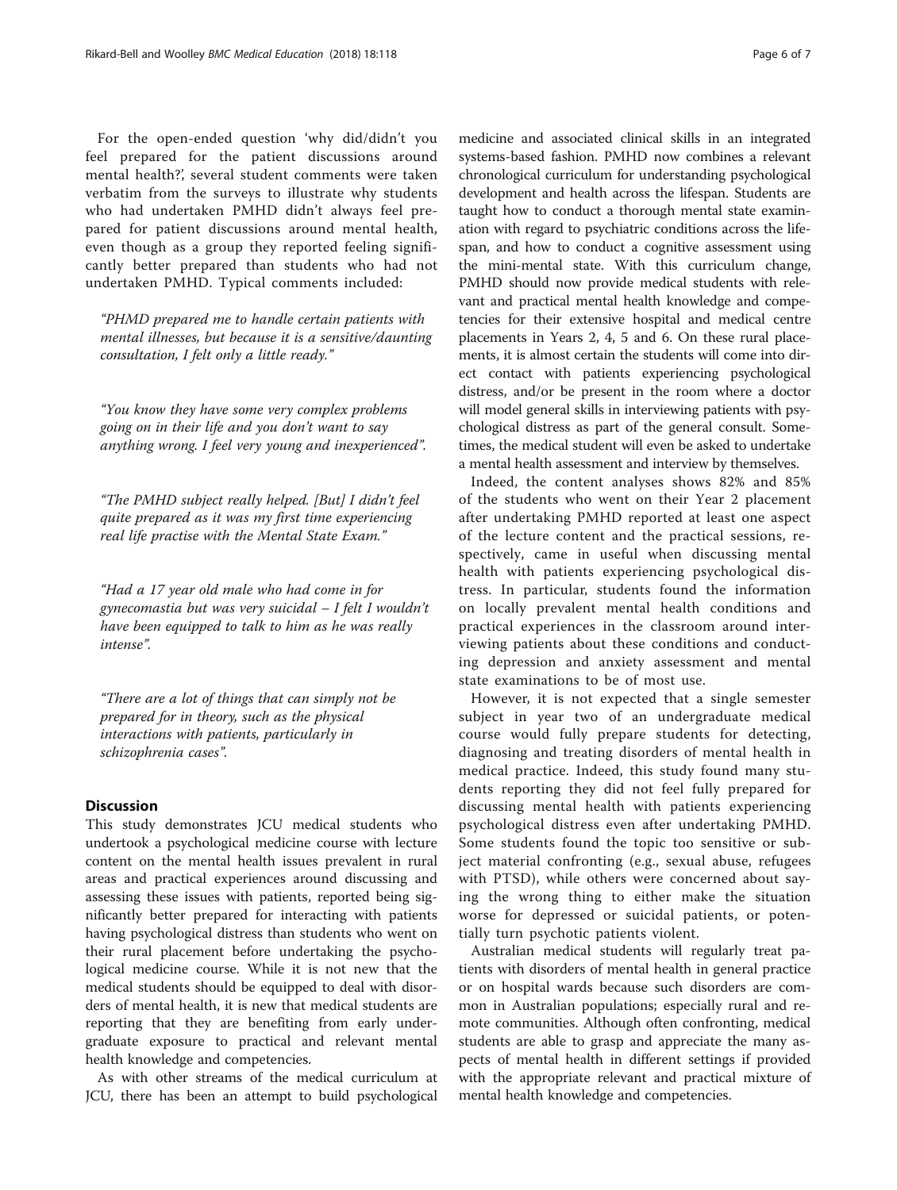For the open-ended question 'why did/didn't you feel prepared for the patient discussions around mental health?', several student comments were taken verbatim from the surveys to illustrate why students who had undertaken PMHD didn't always feel prepared for patient discussions around mental health, even though as a group they reported feeling significantly better prepared than students who had not undertaken PMHD. Typical comments included:

> "PHMD prepared me to handle certain patients with mental illnesses, but because it is a sensitive/daunting consultation, I felt only a little ready."

> "You know they have some very complex problems going on in their life and you don't want to say anything wrong. I feel very young and inexperienced".

> "The PMHD subject really helped. [But] I didn't feel quite prepared as it was my first time experiencing real life practise with the Mental State Exam."

> "Had a 17 year old male who had come in for gynecomastia but was very suicidal – I felt I wouldn't have been equipped to talk to him as he was really intense".

> "There are a lot of things that can simply not be prepared for in theory, such as the physical interactions with patients, particularly in schizophrenia cases".

## Discussion

This study demonstrates JCU medical students who undertook a psychological medicine course with lecture content on the mental health issues prevalent in rural areas and practical experiences around discussing and assessing these issues with patients, reported being significantly better prepared for interacting with patients having psychological distress than students who went on their rural placement before undertaking the psychological medicine course. While it is not new that the medical students should be equipped to deal with disorders of mental health, it is new that medical students are reporting that they are benefiting from early undergraduate exposure to practical and relevant mental health knowledge and competencies.

As with other streams of the medical curriculum at JCU, there has been an attempt to build psychological medicine and associated clinical skills in an integrated systems-based fashion. PMHD now combines a relevant chronological curriculum for understanding psychological development and health across the lifespan. Students are taught how to conduct a thorough mental state examination with regard to psychiatric conditions across the lifespan, and how to conduct a cognitive assessment using the mini-mental state. With this curriculum change, PMHD should now provide medical students with relevant and practical mental health knowledge and competencies for their extensive hospital and medical centre placements in Years 2, 4, 5 and 6. On these rural placements, it is almost certain the students will come into direct contact with patients experiencing psychological distress, and/or be present in the room where a doctor will model general skills in interviewing patients with psychological distress as part of the general consult. Sometimes, the medical student will even be asked to undertake a mental health assessment and interview by themselves.

Indeed, the content analyses shows 82% and 85% of the students who went on their Year 2 placement after undertaking PMHD reported at least one aspect of the lecture content and the practical sessions, respectively, came in useful when discussing mental health with patients experiencing psychological distress. In particular, students found the information on locally prevalent mental health conditions and practical experiences in the classroom around interviewing patients about these conditions and conducting depression and anxiety assessment and mental state examinations to be of most use.

However, it is not expected that a single semester subject in year two of an undergraduate medical course would fully prepare students for detecting, diagnosing and treating disorders of mental health in medical practice. Indeed, this study found many students reporting they did not feel fully prepared for discussing mental health with patients experiencing psychological distress even after undertaking PMHD. Some students found the topic too sensitive or subject material confronting (e.g., sexual abuse, refugees with PTSD), while others were concerned about saying the wrong thing to either make the situation worse for depressed or suicidal patients, or potentially turn psychotic patients violent.

Australian medical students will regularly treat patients with disorders of mental health in general practice or on hospital wards because such disorders are common in Australian populations; especially rural and remote communities. Although often confronting, medical students are able to grasp and appreciate the many aspects of mental health in different settings if provided with the appropriate relevant and practical mixture of mental health knowledge and competencies.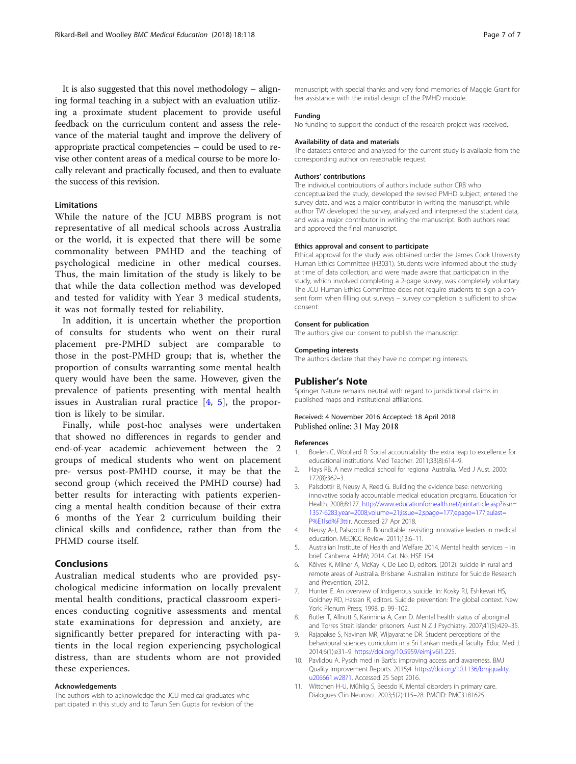It is also suggested that this novel methodology – aligning formal teaching in a subject with an evaluation utilizing a proximate student placement to provide useful feedback on the curriculum content and assess the relevance of the material taught and improve the delivery of appropriate practical competencies – could be used to revise other content areas of a medical course to be more locally relevant and practically focused, and then to evaluate the success of this revision.

### Limitations

While the nature of the JCU MBBS program is not representative of all medical schools across Australia or the world, it is expected that there will be some commonality between PMHD and the teaching of psychological medicine in other medical courses. Thus, the main limitation of the study is likely to be that while the data collection method was developed and tested for validity with Year 3 medical students, it was not formally tested for reliability.

In addition, it is uncertain whether the proportion of consults for students who went on their rural placement pre-PMHD subject are comparable to those in the post-PMHD group; that is, whether the proportion of consults warranting some mental health query would have been the same. However, given the prevalence of patients presenting with mental health issues in Australian rural practice [4, 5], the proportion is likely to be similar.

Finally, while post-hoc analyses were undertaken that showed no differences in regards to gender and end-of-year academic achievement between the 2 groups of medical students who went on placement pre- versus post-PMHD course, it may be that the second group (which received the PMHD course) had better results for interacting with patients experiencing a mental health condition because of their extra 6 months of the Year 2 curriculum building their clinical skills and confidence, rather than from the PHMD course itself.

## Conclusions

Australian medical students who are provided psychological medicine information on locally prevalent mental health conditions, practical classroom experiences conducting cognitive assessments and mental state examinations for depression and anxiety, are significantly better prepared for interacting with patients in the local region experiencing psychological distress, than are students whom are not provided these experiences.

#### Acknowledgements

The authors wish to acknowledge the JCU medical graduates who participated in this study and to Tarun Sen Gupta for revision of the manuscript; with special thanks and very fond memories of Maggie Grant for her assistance with the initial design of the PMHD module.

#### Funding

No funding to support the conduct of the research project was received.

#### Availability of data and materials

The datasets entered and analysed for the current study is available from the corresponding author on reasonable request.

#### Authors' contributions

The individual contributions of authors include author CRB who conceptualized the study, developed the revised PMHD subject, entered the survey data, and was a major contributor in writing the manuscript, while author TW developed the survey, analyzed and interpreted the student data, and was a major contributor in writing the manuscript. Both authors read and approved the final manuscript.

#### Ethics approval and consent to participate

Ethical approval for the study was obtained under the James Cook University Human Ethics Committee (H3031). Students were informed about the study at time of data collection, and were made aware that participation in the study, which involved completing a 2-page survey, was completely voluntary. The JCU Human Ethics Committee does not require students to sign a consent form when filling out surveys – survey completion is sufficient to show consent.

#### Consent for publication

The authors give our consent to publish the manuscript.

#### Competing interests

The authors declare that they have no competing interests.

## Publisher's Note

Springer Nature remains neutral with regard to jurisdictional claims in published maps and institutional affiliations.

Received: 4 November 2016 Accepted: 18 April 2018
Published online: 31 May 2018

#### References

1. Boelen C, Woollard R. Social accountability: the extra leap to excellence for educational institutions. Med Teacher. 2011;33(8):614–9.
2. Hays RB. A new medical school for regional Australia. Med J Aust. 2000; 172(8):362–3.
3. Palsdottir B, Neusy A, Reed G. Building the evidence base: networking innovative socially accountable medical education programs. Education for Health. 2008;8:177. http://www.educationforhealth.net/printarticle.asp?issn=1357-6283;year=2008;volume=21;issue=2;spage=177;epage=177;aulast=P%E1lsd%F3ttir. Accessed 27 Apr 2018.
4. Neusy A-J, Palsdottir B. Roundtable: revisiting innovative leaders in medical education. MEDICC Review. 2011;13:6–11.
5. Australian Institute of Health and Welfare 2014. Mental health services – in brief. Canberra: AIHW; 2014. Cat. No. HSE 154
6. Kõlves K, Milner A, McKay K, De Leo D, editors. (2012): suicide in rural and remote areas of Australia. Brisbane: Australian Institute for Suicide Research and Prevention; 2012.
7. Hunter E. An overview of Indigenous suicide. In: Kosky RJ, Eshkevari HS, Goldney RD, Hassan R, editors. Suicide prevention: The global context. New York: Plenum Press; 1998. p. 99–102.
8. Butler T, Allnutt S, Kariminia A, Cain D. Mental health status of aboriginal and Torres Strait islander prisoners. Aust N Z J Psychiatry. 2007;41(5):429–35.
9. Rajapakse S, Navinan MR, Wijayaratne DR. Student perceptions of the behavioural sciences curriculum in a Sri Lankan medical faculty. Educ Med J. 2014;6(1):e31–9. https://doi.org/10.5959/eimj.v6i1.225.
10. Pavlidou A. Pysch med in Bart's: improving access and awareness. BMJ Quality Improvement Reports. 2015;4. https://doi.org/10.1136/bmjquality.u206661.w2871. Accessed 25 Sept 2016.
11. Wittchen H-U, Mühlig S, Beesdo K. Mental disorders in primary care. Dialogues Clin Neurosci. 2003;5(2):115–28. PMCID: PMC3181625